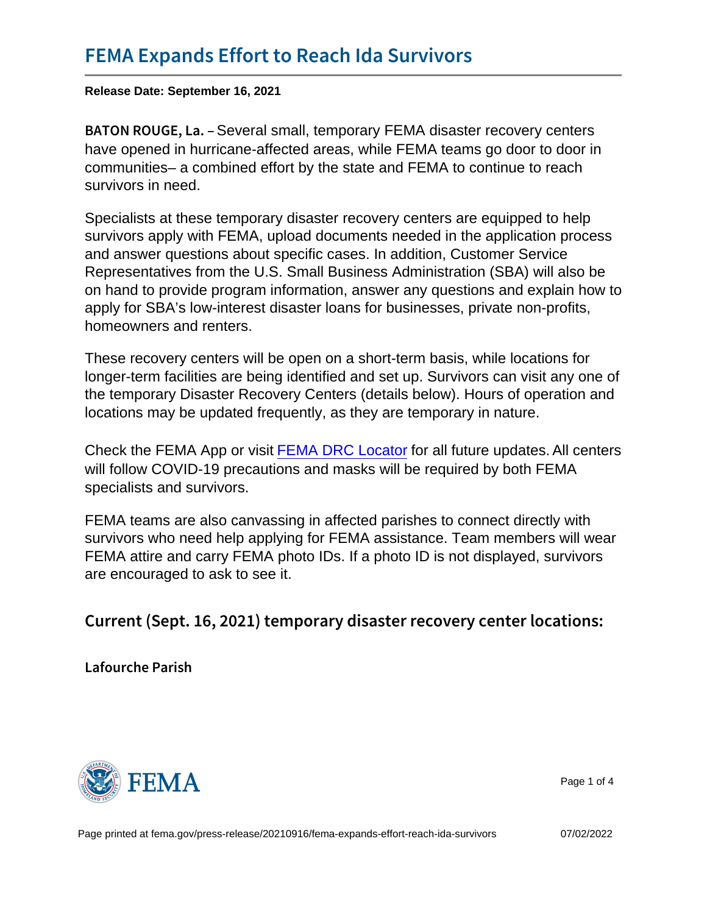# FEMA Expands Effort to Reach Ida Survivors

**Release Date: September 16, 2021**

**BATON ROUGE, La.** – Several small, temporary FEMA disaster recovery centers have opened in hurricane-affected areas, while FEMA teams go door to door in communities– a combined effort by the state and FEMA to continue to reach survivors in need.

Specialists at these temporary disaster recovery centers are equipped to help survivors apply with FEMA, upload documents needed in the application process and answer questions about specific cases. In addition, Customer Service Representatives from the U.S. Small Business Administration (SBA) will also be on hand to provide program information, answer any questions and explain how to apply for SBA's low-interest disaster loans for businesses, private non-profits, homeowners and renters.

These recovery centers will be open on a short-term basis, while locations for longer-term facilities are being identified and set up. Survivors can visit any one of the temporary Disaster Recovery Centers (details below). Hours of operation and locations may be updated frequently, as they are temporary in nature.

Check the FEMA App or visit FEMA DRC Locator for all future updates. All centers will follow COVID-19 precautions and masks will be required by both FEMA specialists and survivors.

FEMA teams are also canvassing in affected parishes to connect directly with survivors who need help applying for FEMA assistance. Team members will wear FEMA attire and carry FEMA photo IDs. If a photo ID is not displayed, survivors are encouraged to ask to see it.

## Current (Sept. 16, 2021) temporary disaster recovery center locations:

### Lafourche Parish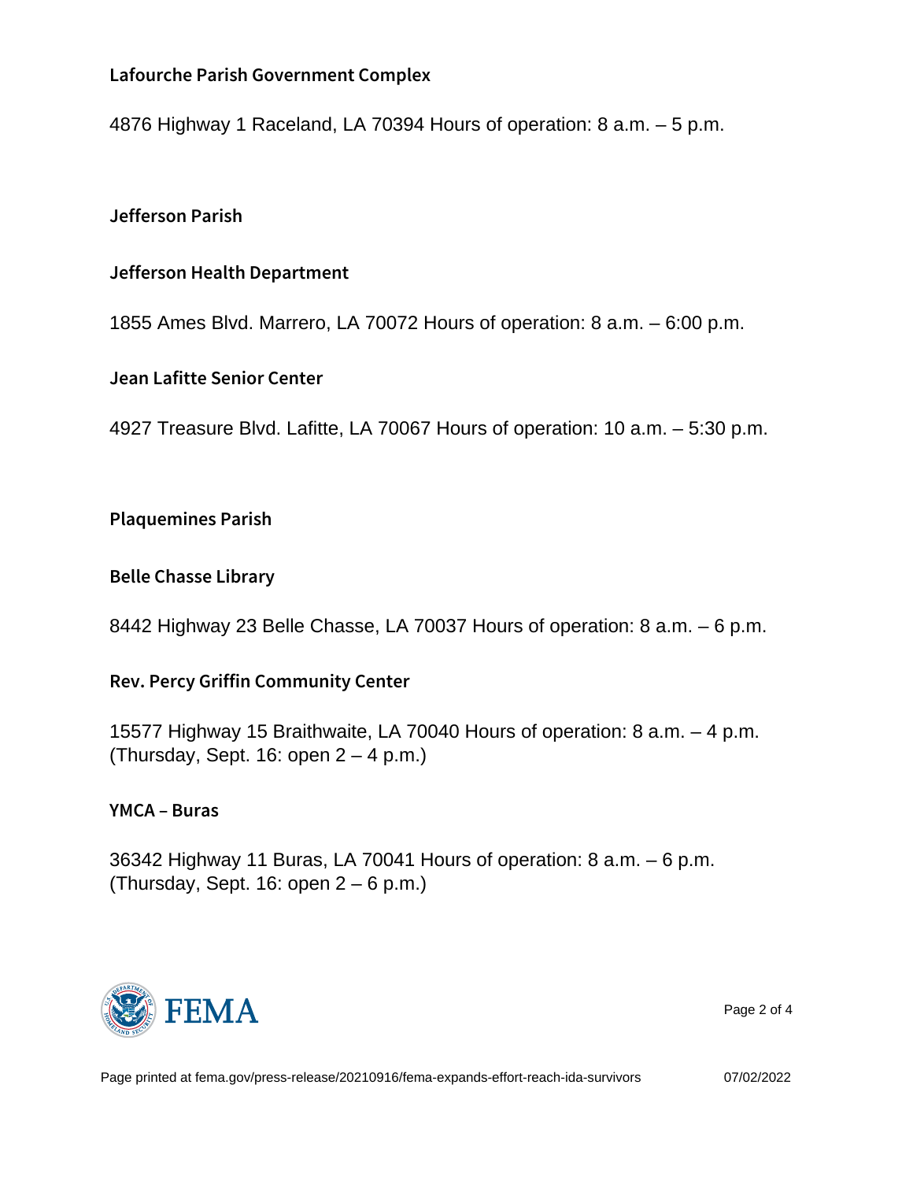**Lafourche Parish Government Complex**

4876 Highway 1 Raceland, LA 70394 Hours of operation: 8 a.m. – 5 p.m.

### Jefferson Parish

**Jefferson Health Department**

1855 Ames Blvd. Marrero, LA 70072 Hours of operation: 8 a.m. – 6:00 p.m.

**Jean Lafitte Senior Center**

4927 Treasure Blvd. Lafitte, LA 70067 Hours of operation: 10 a.m. – 5:30 p.m.

### Plaquemines Parish

**Belle Chasse Library**

8442 Highway 23 Belle Chasse, LA 70037 Hours of operation: 8 a.m. – 6 p.m.

**Rev. Percy Griffin Community Center**

15577 Highway 15 Braithwaite, LA 70040 Hours of operation: 8 a.m. – 4 p.m. (Thursday, Sept. 16: open 2 – 4 p.m.)

**YMCA – Buras**

36342 Highway 11 Buras, LA 70041 Hours of operation: 8 a.m. – 6 p.m. (Thursday, Sept. 16: open 2 – 6 p.m.)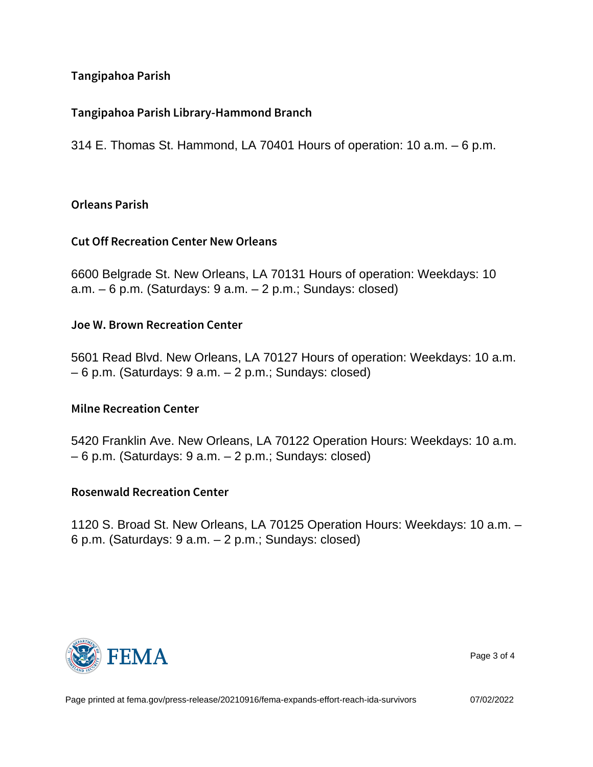## Tangipahoa Parish

### Tangipahoa Parish Library-Hammond Branch

314 E. Thomas St. Hammond, LA 70401 Hours of operation: 10 a.m. – 6 p.m.

## Orleans Parish

### Cut Off Recreation Center New Orleans

6600 Belgrade St. New Orleans, LA 70131 Hours of operation: Weekdays: 10 a.m. – 6 p.m. (Saturdays: 9 a.m. – 2 p.m.; Sundays: closed)

### Joe W. Brown Recreation Center

5601 Read Blvd. New Orleans, LA 70127 Hours of operation: Weekdays: 10 a.m. – 6 p.m. (Saturdays: 9 a.m. – 2 p.m.; Sundays: closed)

### Milne Recreation Center

5420 Franklin Ave. New Orleans, LA 70122 Operation Hours: Weekdays: 10 a.m. – 6 p.m. (Saturdays: 9 a.m. – 2 p.m.; Sundays: closed)

### Rosenwald Recreation Center

1120 S. Broad St. New Orleans, LA 70125 Operation Hours: Weekdays: 10 a.m. – 6 p.m. (Saturdays: 9 a.m. – 2 p.m.; Sundays: closed)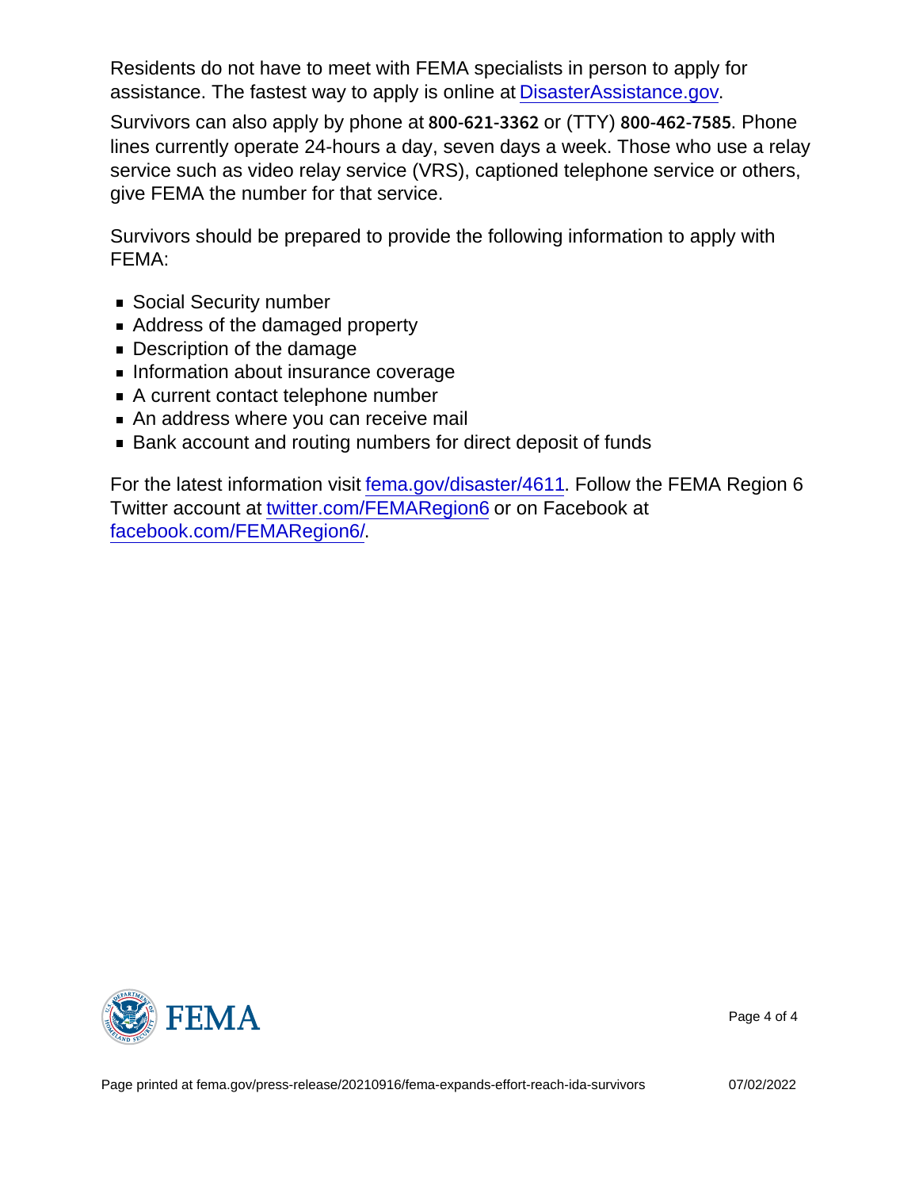Residents do not have to meet with FEMA specialists in person to apply for assistance. The fastest way to apply is online at DisasterAssistance.gov.

Survivors can also apply by phone at 800-621-3362 or (TTY) 800-462-7585. Phone lines currently operate 24-hours a day, seven days a week. Those who use a relay service such as video relay service (VRS), captioned telephone service or others, give FEMA the number for that service.

Survivors should be prepared to provide the following information to apply with FEMA:

- Social Security number
- Address of the damaged property
- Description of the damage
- Information about insurance coverage
- A current contact telephone number
- An address where you can receive mail
- Bank account and routing numbers for direct deposit of funds

For the latest information visit fema.gov/disaster/4611. Follow the FEMA Region 6 Twitter account at twitter.com/FEMARegion6 or on Facebook at facebook.com/FEMARegion6/.